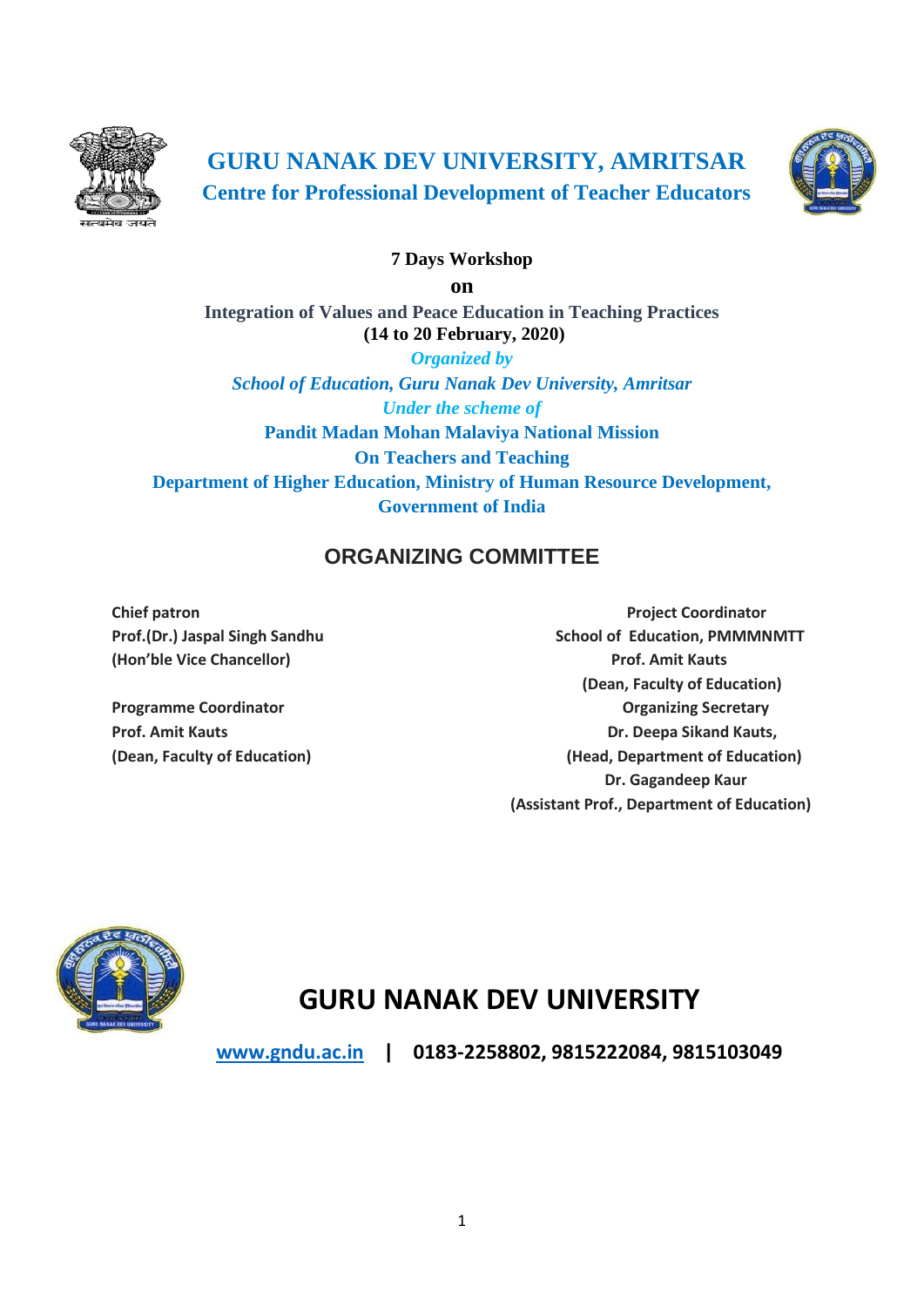# GURU NANAK DEV UNIVERSITY, AMRITSAR

## Centre for Professional Development of Teacher Educators

**7 Days Workshop**

**on**

**Integration of Values and Peace Education in Teaching Practices**

**(14 to 20 February, 2020)**

***Organized by***

***School of Education, Guru Nanak Dev University, Amritsar***

***Under the scheme of***

**Pandit Madan Mohan Malaviya National Mission**

**On Teachers and Teaching**

**Department of Higher Education, Ministry of Human Resource Development, Government of India**

## ORGANIZING COMMITTEE

**Chief patron**
**Prof.(Dr.) Jaspal Singh Sandhu**
**(Hon'ble Vice Chancellor)**

**Programme Coordinator**
**Prof. Amit Kauts**
**(Dean, Faculty of Education)**

**Project Coordinator**
**School of Education, PMMMNMTT**
**Prof. Amit Kauts**
**(Dean, Faculty of Education)**

**Organizing Secretary**
**Dr. Deepa Sikand Kauts,**
**(Head, Department of Education)**
**Dr. Gagandeep Kaur**
**(Assistant Prof., Department of Education)**

# GURU NANAK DEV UNIVERSITY

**www.gndu.ac.in | 0183-2258802, 9815222084, 9815103049**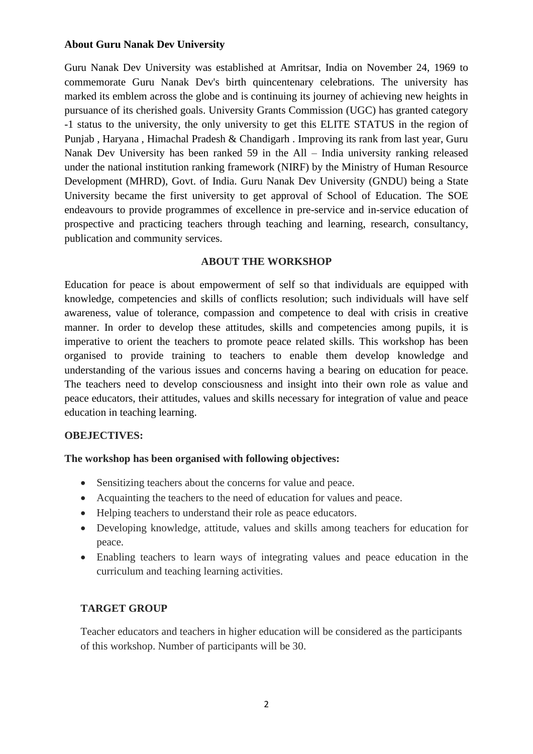**About Guru Nanak Dev University**

Guru Nanak Dev University was established at Amritsar, India on November 24, 1969 to commemorate Guru Nanak Dev's birth quincentenary celebrations. The university has marked its emblem across the globe and is continuing its journey of achieving new heights in pursuance of its cherished goals. University Grants Commission (UGC) has granted category -1 status to the university, the only university to get this ELITE STATUS in the region of Punjab , Haryana , Himachal Pradesh & Chandigarh . Improving its rank from last year, Guru Nanak Dev University has been ranked 59 in the All – India university ranking released under the national institution ranking framework (NIRF) by the Ministry of Human Resource Development (MHRD), Govt. of India. Guru Nanak Dev University (GNDU) being a State University became the first university to get approval of School of Education. The SOE endeavours to provide programmes of excellence in pre-service and in-service education of prospective and practicing teachers through teaching and learning, research, consultancy, publication and community services.

## ABOUT THE WORKSHOP

Education for peace is about empowerment of self so that individuals are equipped with knowledge, competencies and skills of conflicts resolution; such individuals will have self awareness, value of tolerance, compassion and competence to deal with crisis in creative manner. In order to develop these attitudes, skills and competencies among pupils, it is imperative to orient the teachers to promote peace related skills. This workshop has been organised to provide training to teachers to enable them develop knowledge and understanding of the various issues and concerns having a bearing on education for peace. The teachers need to develop consciousness and insight into their own role as value and peace educators, their attitudes, values and skills necessary for integration of value and peace education in teaching learning.

**OBEJECTIVES:**

**The workshop has been organised with following objectives:**

- Sensitizing teachers about the concerns for value and peace.
- Acquainting the teachers to the need of education for values and peace.
- Helping teachers to understand their role as peace educators.
- Developing knowledge, attitude, values and skills among teachers for education for peace.
- Enabling teachers to learn ways of integrating values and peace education in the curriculum and teaching learning activities.

**TARGET GROUP**

Teacher educators and teachers in higher education will be considered as the participants of this workshop. Number of participants will be 30.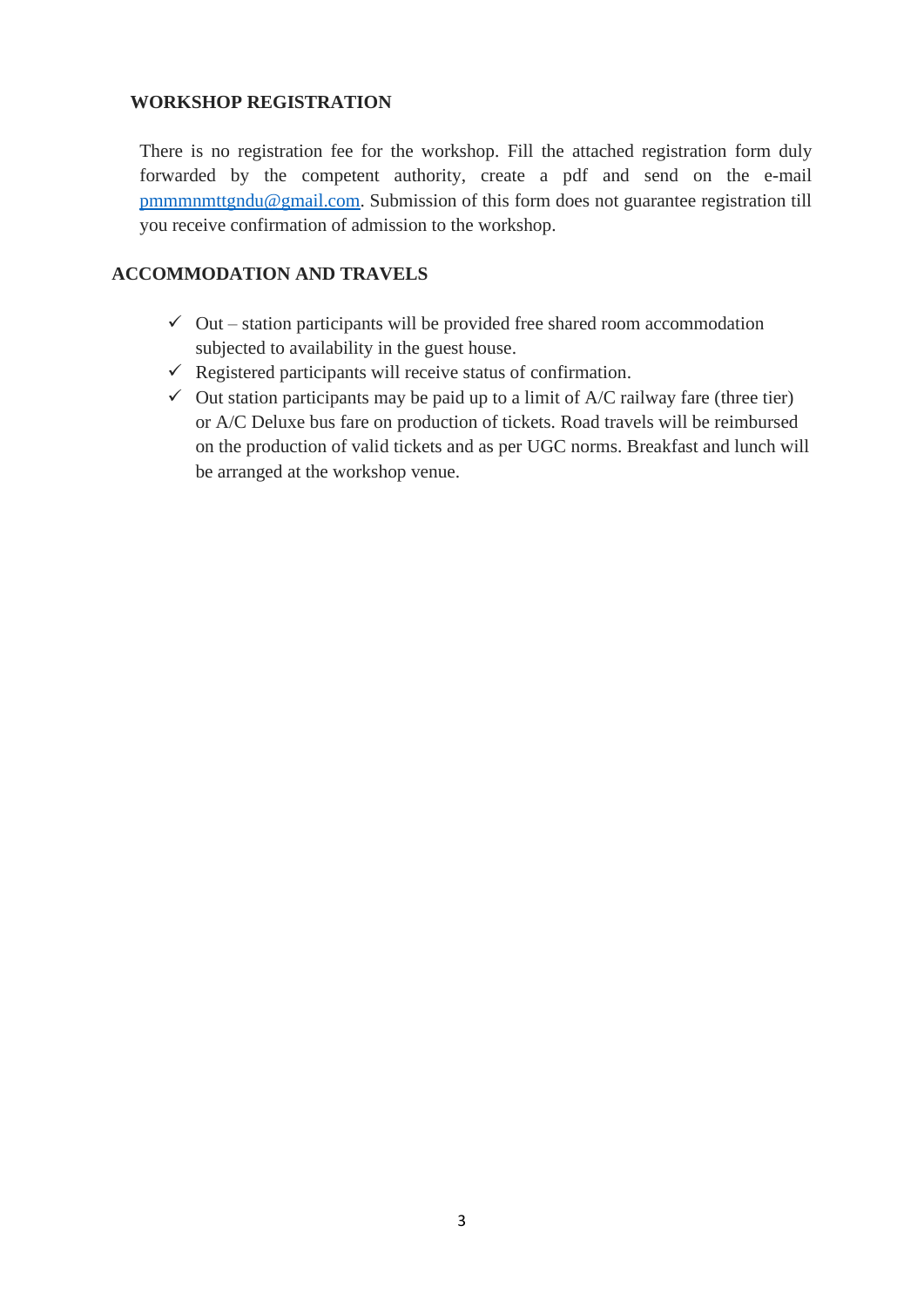## WORKSHOP REGISTRATION

There is no registration fee for the workshop. Fill the attached registration form duly forwarded by the competent authority, create a pdf and send on the e-mail pmmmnmttgndu@gmail.com. Submission of this form does not guarantee registration till you receive confirmation of admission to the workshop.

## ACCOMMODATION AND TRAVELS

- ✓ Out – station participants will be provided free shared room accommodation subjected to availability in the guest house.
- ✓ Registered participants will receive status of confirmation.
- ✓ Out station participants may be paid up to a limit of A/C railway fare (three tier) or A/C Deluxe bus fare on production of tickets. Road travels will be reimbursed on the production of valid tickets and as per UGC norms. Breakfast and lunch will be arranged at the workshop venue.